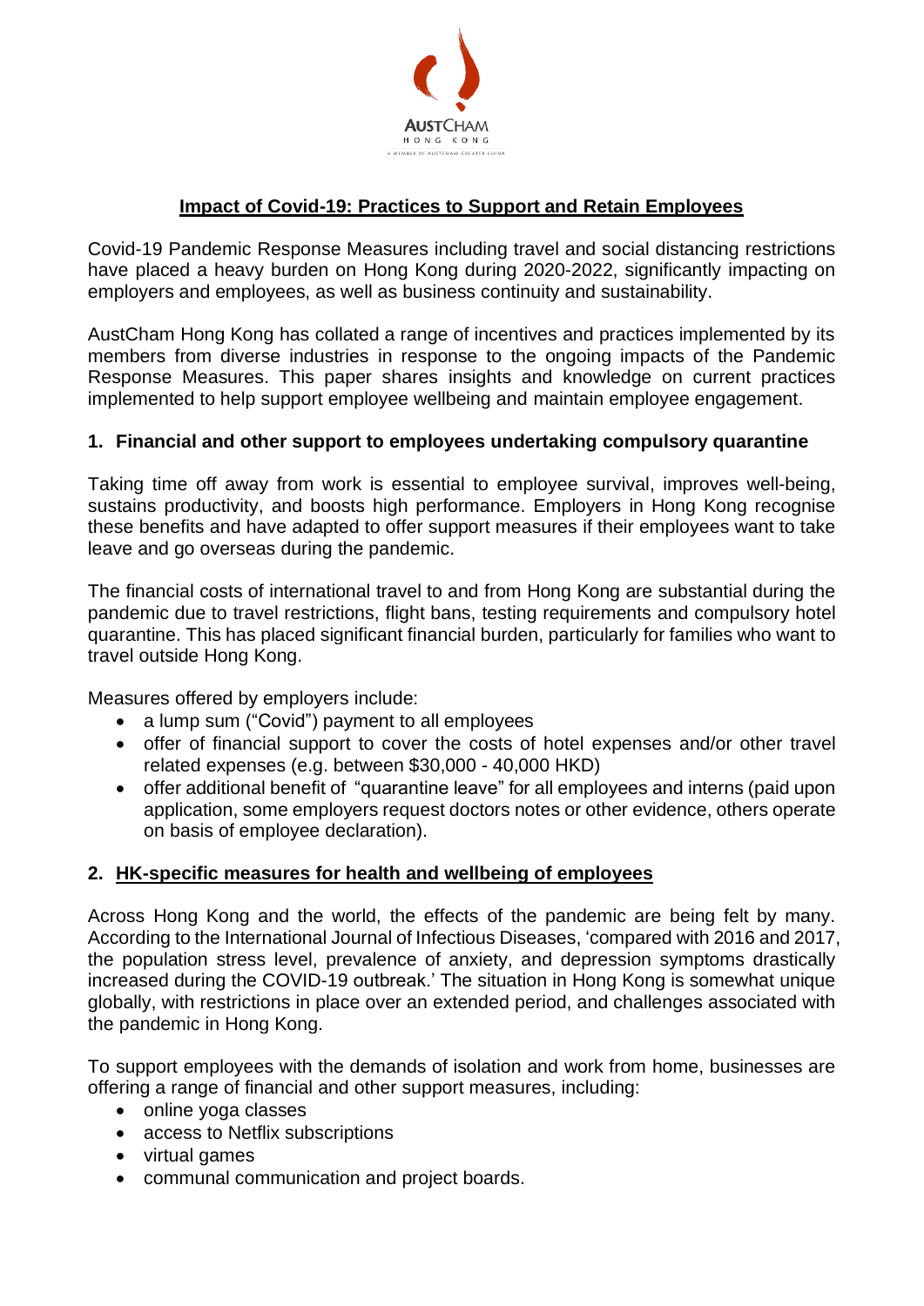# Impact of Covid-19: Practices to Support and Retain Employees

Covid-19 Pandemic Response Measures including travel and social distancing restrictions have placed a heavy burden on Hong Kong during 2020-2022, significantly impacting on employers and employees, as well as business continuity and sustainability.

AustCham Hong Kong has collated a range of incentives and practices implemented by its members from diverse industries in response to the ongoing impacts of the Pandemic Response Measures. This paper shares insights and knowledge on current practices implemented to help support employee wellbeing and maintain employee engagement.

## 1. Financial and other support to employees undertaking compulsory quarantine

Taking time off away from work is essential to employee survival, improves well-being, sustains productivity, and boosts high performance. Employers in Hong Kong recognise these benefits and have adapted to offer support measures if their employees want to take leave and go overseas during the pandemic.

The financial costs of international travel to and from Hong Kong are substantial during the pandemic due to travel restrictions, flight bans, testing requirements and compulsory hotel quarantine. This has placed significant financial burden, particularly for families who want to travel outside Hong Kong.

Measures offered by employers include:

- a lump sum ("Covid") payment to all employees
- offer of financial support to cover the costs of hotel expenses and/or other travel related expenses (e.g. between $30,000 - 40,000 HKD)
- offer additional benefit of "quarantine leave" for all employees and interns (paid upon application, some employers request doctors notes or other evidence, others operate on basis of employee declaration).

## 2. HK-specific measures for health and wellbeing of employees

Across Hong Kong and the world, the effects of the pandemic are being felt by many. According to the International Journal of Infectious Diseases, 'compared with 2016 and 2017, the population stress level, prevalence of anxiety, and depression symptoms drastically increased during the COVID-19 outbreak.' The situation in Hong Kong is somewhat unique globally, with restrictions in place over an extended period, and challenges associated with the pandemic in Hong Kong.

To support employees with the demands of isolation and work from home, businesses are offering a range of financial and other support measures, including:

- online yoga classes
- access to Netflix subscriptions
- virtual games
- communal communication and project boards.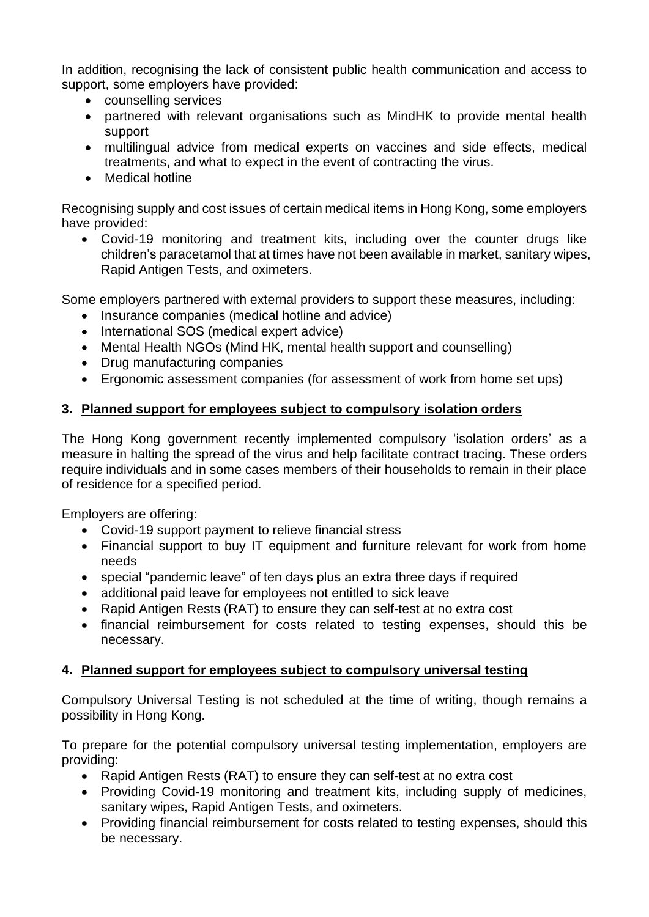In addition, recognising the lack of consistent public health communication and access to support, some employers have provided:

- counselling services
- partnered with relevant organisations such as MindHK to provide mental health support
- multilingual advice from medical experts on vaccines and side effects, medical treatments, and what to expect in the event of contracting the virus.
- Medical hotline

Recognising supply and cost issues of certain medical items in Hong Kong, some employers have provided:

- Covid-19 monitoring and treatment kits, including over the counter drugs like children's paracetamol that at times have not been available in market, sanitary wipes, Rapid Antigen Tests, and oximeters.

Some employers partnered with external providers to support these measures, including:

- Insurance companies (medical hotline and advice)
- International SOS (medical expert advice)
- Mental Health NGOs (Mind HK, mental health support and counselling)
- Drug manufacturing companies
- Ergonomic assessment companies (for assessment of work from home set ups)

## 3. <u>Planned support for employees subject to compulsory isolation orders</u>

The Hong Kong government recently implemented compulsory 'isolation orders' as a measure in halting the spread of the virus and help facilitate contract tracing. These orders require individuals and in some cases members of their households to remain in their place of residence for a specified period.

Employers are offering:

- Covid-19 support payment to relieve financial stress
- Financial support to buy IT equipment and furniture relevant for work from home needs
- special "pandemic leave" of ten days plus an extra three days if required
- additional paid leave for employees not entitled to sick leave
- Rapid Antigen Rests (RAT) to ensure they can self-test at no extra cost
- financial reimbursement for costs related to testing expenses, should this be necessary.

## 4. <u>Planned support for employees subject to compulsory universal testing</u>

Compulsory Universal Testing is not scheduled at the time of writing, though remains a possibility in Hong Kong.

To prepare for the potential compulsory universal testing implementation, employers are providing:

- Rapid Antigen Rests (RAT) to ensure they can self-test at no extra cost
- Providing Covid-19 monitoring and treatment kits, including supply of medicines, sanitary wipes, Rapid Antigen Tests, and oximeters.
- Providing financial reimbursement for costs related to testing expenses, should this be necessary.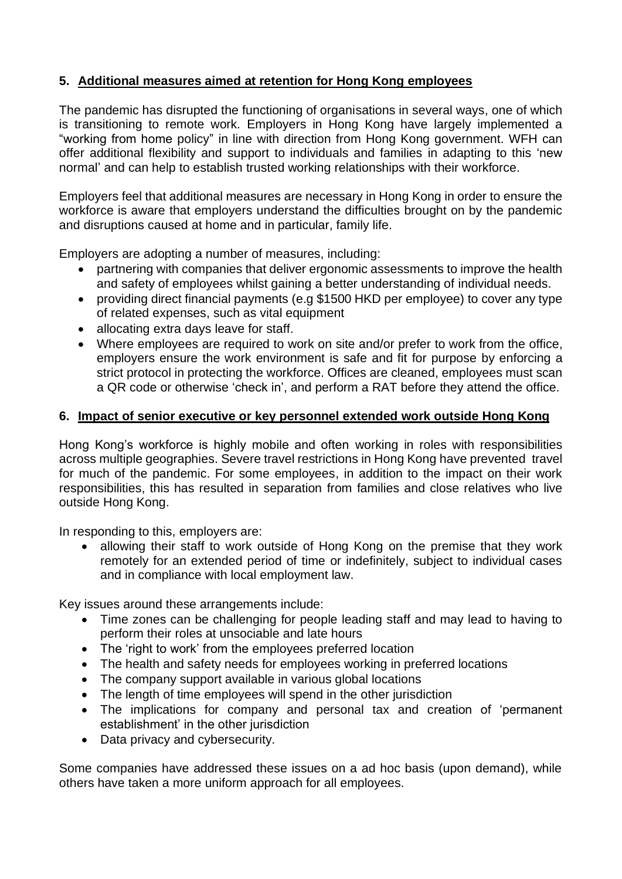## 5. Additional measures aimed at retention for Hong Kong employees

The pandemic has disrupted the functioning of organisations in several ways, one of which is transitioning to remote work. Employers in Hong Kong have largely implemented a "working from home policy" in line with direction from Hong Kong government. WFH can offer additional flexibility and support to individuals and families in adapting to this 'new normal' and can help to establish trusted working relationships with their workforce.

Employers feel that additional measures are necessary in Hong Kong in order to ensure the workforce is aware that employers understand the difficulties brought on by the pandemic and disruptions caused at home and in particular, family life.

Employers are adopting a number of measures, including:

- partnering with companies that deliver ergonomic assessments to improve the health and safety of employees whilst gaining a better understanding of individual needs.
- providing direct financial payments (e.g $1500 HKD per employee) to cover any type of related expenses, such as vital equipment
- allocating extra days leave for staff.
- Where employees are required to work on site and/or prefer to work from the office, employers ensure the work environment is safe and fit for purpose by enforcing a strict protocol in protecting the workforce. Offices are cleaned, employees must scan a QR code or otherwise 'check in', and perform a RAT before they attend the office.

## 6. Impact of senior executive or key personnel extended work outside Hong Kong

Hong Kong's workforce is highly mobile and often working in roles with responsibilities across multiple geographies. Severe travel restrictions in Hong Kong have prevented travel for much of the pandemic. For some employees, in addition to the impact on their work responsibilities, this has resulted in separation from families and close relatives who live outside Hong Kong.

In responding to this, employers are:

- allowing their staff to work outside of Hong Kong on the premise that they work remotely for an extended period of time or indefinitely, subject to individual cases and in compliance with local employment law.

Key issues around these arrangements include:

- Time zones can be challenging for people leading staff and may lead to having to perform their roles at unsociable and late hours
- The 'right to work' from the employees preferred location
- The health and safety needs for employees working in preferred locations
- The company support available in various global locations
- The length of time employees will spend in the other jurisdiction
- The implications for company and personal tax and creation of 'permanent establishment' in the other jurisdiction
- Data privacy and cybersecurity.

Some companies have addressed these issues on a ad hoc basis (upon demand), while others have taken a more uniform approach for all employees.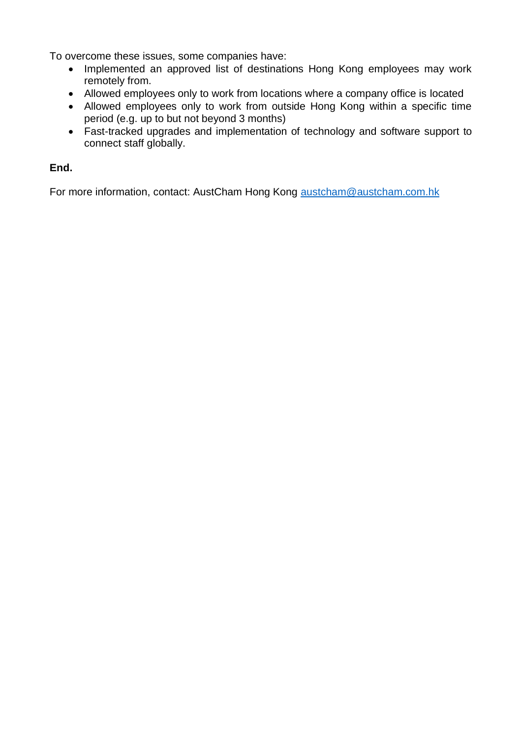To overcome these issues, some companies have:

- Implemented an approved list of destinations Hong Kong employees may work remotely from.
- Allowed employees only to work from locations where a company office is located
- Allowed employees only to work from outside Hong Kong within a specific time period (e.g. up to but not beyond 3 months)
- Fast-tracked upgrades and implementation of technology and software support to connect staff globally.

**End.**

For more information, contact: AustCham Hong Kong austcham@austcham.com.hk